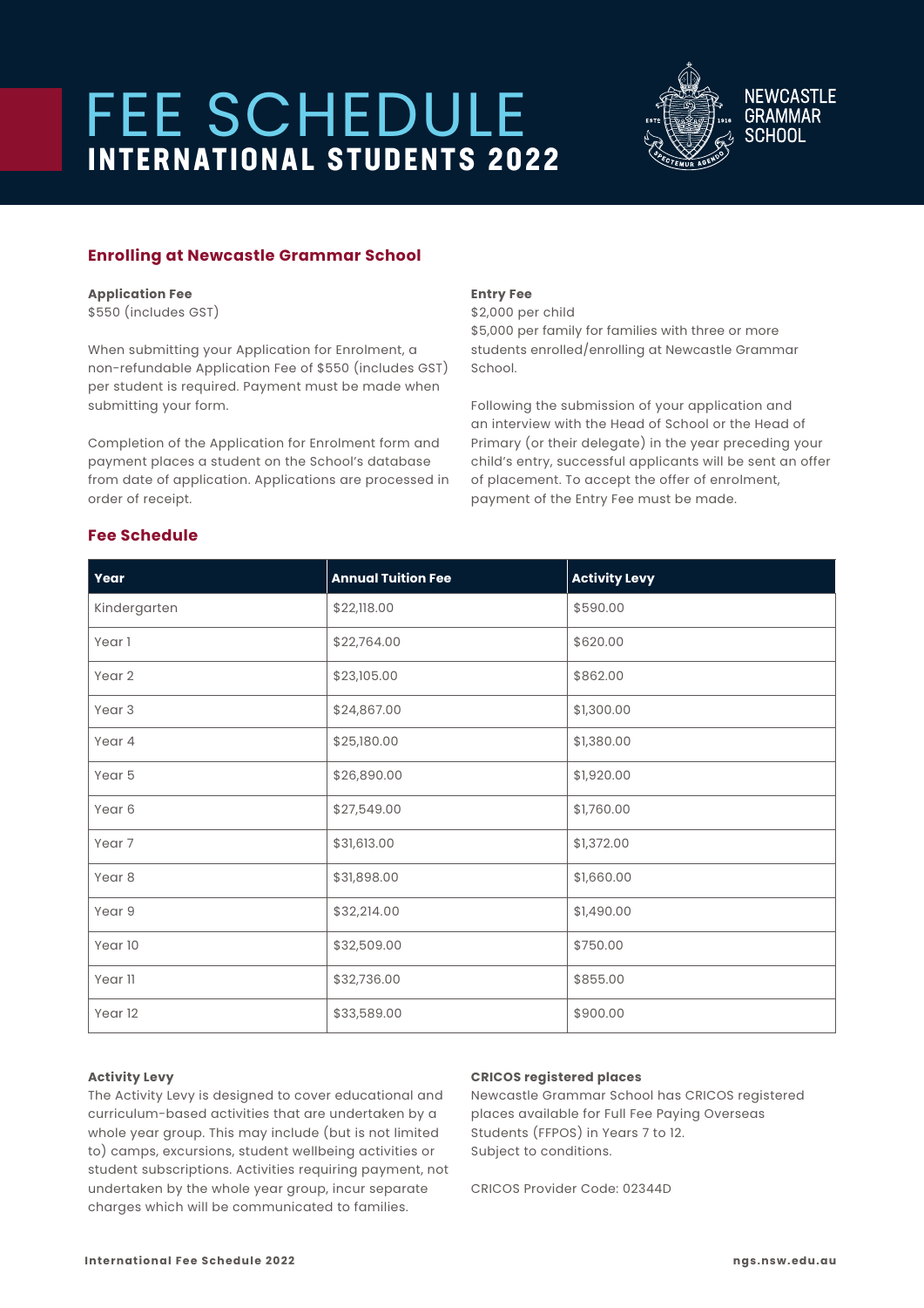# FEE SCHEDULE
## INTERNATIONAL STUDENTS 2022

NEWCASTLE GRAMMAR SCHOOL

### Enrolling at Newcastle Grammar School

**Application Fee**
$550 (includes GST)

When submitting your Application for Enrolment, a non-refundable Application Fee of $550 (includes GST) per student is required. Payment must be made when submitting your form.

Completion of the Application for Enrolment form and payment places a student on the School's database from date of application. Applications are processed in order of receipt.

**Entry Fee**
$2,000 per child
$5,000 per family for families with three or more students enrolled/enrolling at Newcastle Grammar School.

Following the submission of your application and an interview with the Head of School or the Head of Primary (or their delegate) in the year preceding your child's entry, successful applicants will be sent an offer of placement. To accept the offer of enrolment, payment of the Entry Fee must be made.

### Fee Schedule

| Year | Annual Tuition Fee | Activity Levy |
|---|---|---|
| Kindergarten | $22,118.00 | $590.00 |
| Year 1 | $22,764.00 | $620.00 |
| Year 2 | $23,105.00 | $862.00 |
| Year 3 | $24,867.00 | $1,300.00 |
| Year 4 | $25,180.00 | $1,380.00 |
| Year 5 | $26,890.00 | $1,920.00 |
| Year 6 | $27,549.00 | $1,760.00 |
| Year 7 | $31,613.00 | $1,372.00 |
| Year 8 | $31,898.00 | $1,660.00 |
| Year 9 | $32,214.00 | $1,490.00 |
| Year 10 | $32,509.00 | $750.00 |
| Year 11 | $32,736.00 | $855.00 |
| Year 12 | $33,589.00 | $900.00 |

**Activity Levy**
The Activity Levy is designed to cover educational and curriculum-based activities that are undertaken by a whole year group. This may include (but is not limited to) camps, excursions, student wellbeing activities or student subscriptions. Activities requiring payment, not undertaken by the whole year group, incur separate charges which will be communicated to families.

**CRICOS registered places**
Newcastle Grammar School has CRICOS registered places available for Full Fee Paying Overseas Students (FFPOS) in Years 7 to 12.
Subject to conditions.

CRICOS Provider Code: 02344D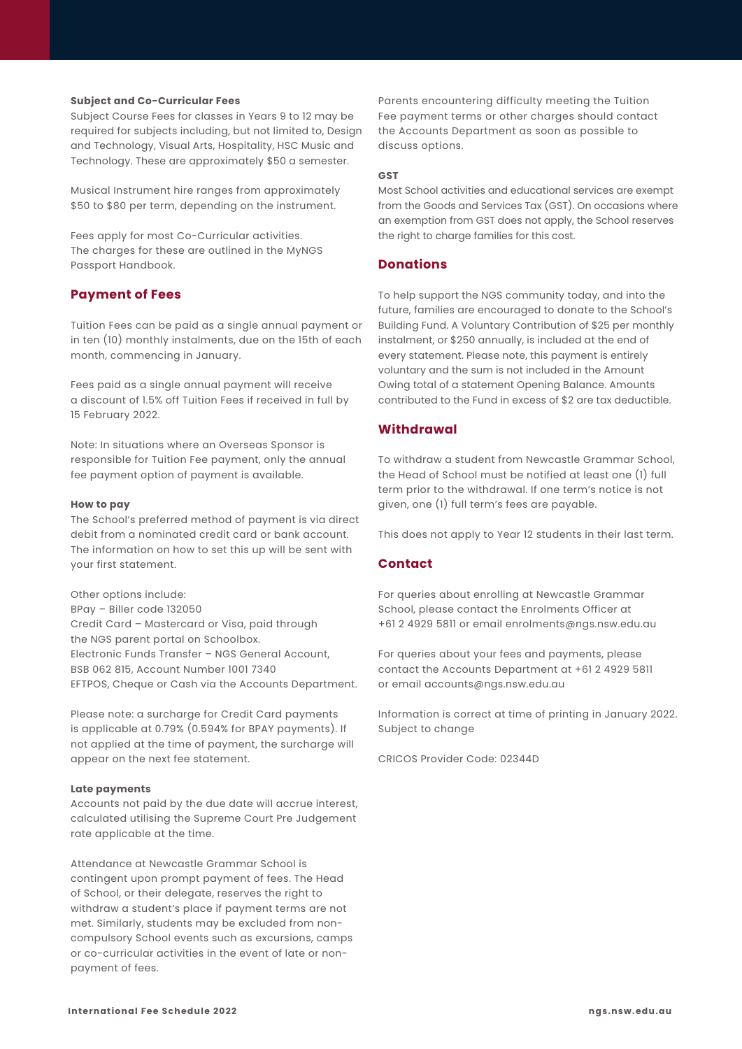**Subject and Co-Curricular Fees**

Subject Course Fees for classes in Years 9 to 12 may be required for subjects including, but not limited to, Design and Technology, Visual Arts, Hospitality, HSC Music and Technology. These are approximately $50 a semester.

Musical Instrument hire ranges from approximately $50 to $80 per term, depending on the instrument.

Fees apply for most Co-Curricular activities. The charges for these are outlined in the MyNGS Passport Handbook.

## Payment of Fees

Tuition Fees can be paid as a single annual payment or in ten (10) monthly instalments, due on the 15th of each month, commencing in January.

Fees paid as a single annual payment will receive a discount of 1.5% off Tuition Fees if received in full by 15 February 2022.

Note: In situations where an Overseas Sponsor is responsible for Tuition Fee payment, only the annual fee payment option of payment is available.

**How to pay**

The School's preferred method of payment is via direct debit from a nominated credit card or bank account. The information on how to set this up will be sent with your first statement.

Other options include:
BPay – Biller code 132050
Credit Card – Mastercard or Visa, paid through the NGS parent portal on Schoolbox.
Electronic Funds Transfer – NGS General Account, BSB 062 815, Account Number 1001 7340
EFTPOS, Cheque or Cash via the Accounts Department.

Please note: a surcharge for Credit Card payments is applicable at 0.79% (0.594% for BPAY payments). If not applied at the time of payment, the surcharge will appear on the next fee statement.

**Late payments**

Accounts not paid by the due date will accrue interest, calculated utilising the Supreme Court Pre Judgement rate applicable at the time.

Attendance at Newcastle Grammar School is contingent upon prompt payment of fees. The Head of School, or their delegate, reserves the right to withdraw a student's place if payment terms are not met. Similarly, students may be excluded from non-compulsory School events such as excursions, camps or co-curricular activities in the event of late or non-payment of fees.

Parents encountering difficulty meeting the Tuition Fee payment terms or other charges should contact the Accounts Department as soon as possible to discuss options.

**GST**

Most School activities and educational services are exempt from the Goods and Services Tax (GST). On occasions where an exemption from GST does not apply, the School reserves the right to charge families for this cost.

## Donations

To help support the NGS community today, and into the future, families are encouraged to donate to the School's Building Fund. A Voluntary Contribution of $25 per monthly instalment, or $250 annually, is included at the end of every statement. Please note, this payment is entirely voluntary and the sum is not included in the Amount Owing total of a statement Opening Balance. Amounts contributed to the Fund in excess of $2 are tax deductible.

## Withdrawal

To withdraw a student from Newcastle Grammar School, the Head of School must be notified at least one (1) full term prior to the withdrawal. If one term's notice is not given, one (1) full term's fees are payable.

This does not apply to Year 12 students in their last term.

## Contact

For queries about enrolling at Newcastle Grammar School, please contact the Enrolments Officer at +61 2 4929 5811 or email enrolments@ngs.nsw.edu.au

For queries about your fees and payments, please contact the Accounts Department at +61 2 4929 5811 or email accounts@ngs.nsw.edu.au

Information is correct at time of printing in January 2022. Subject to change

CRICOS Provider Code: 02344D